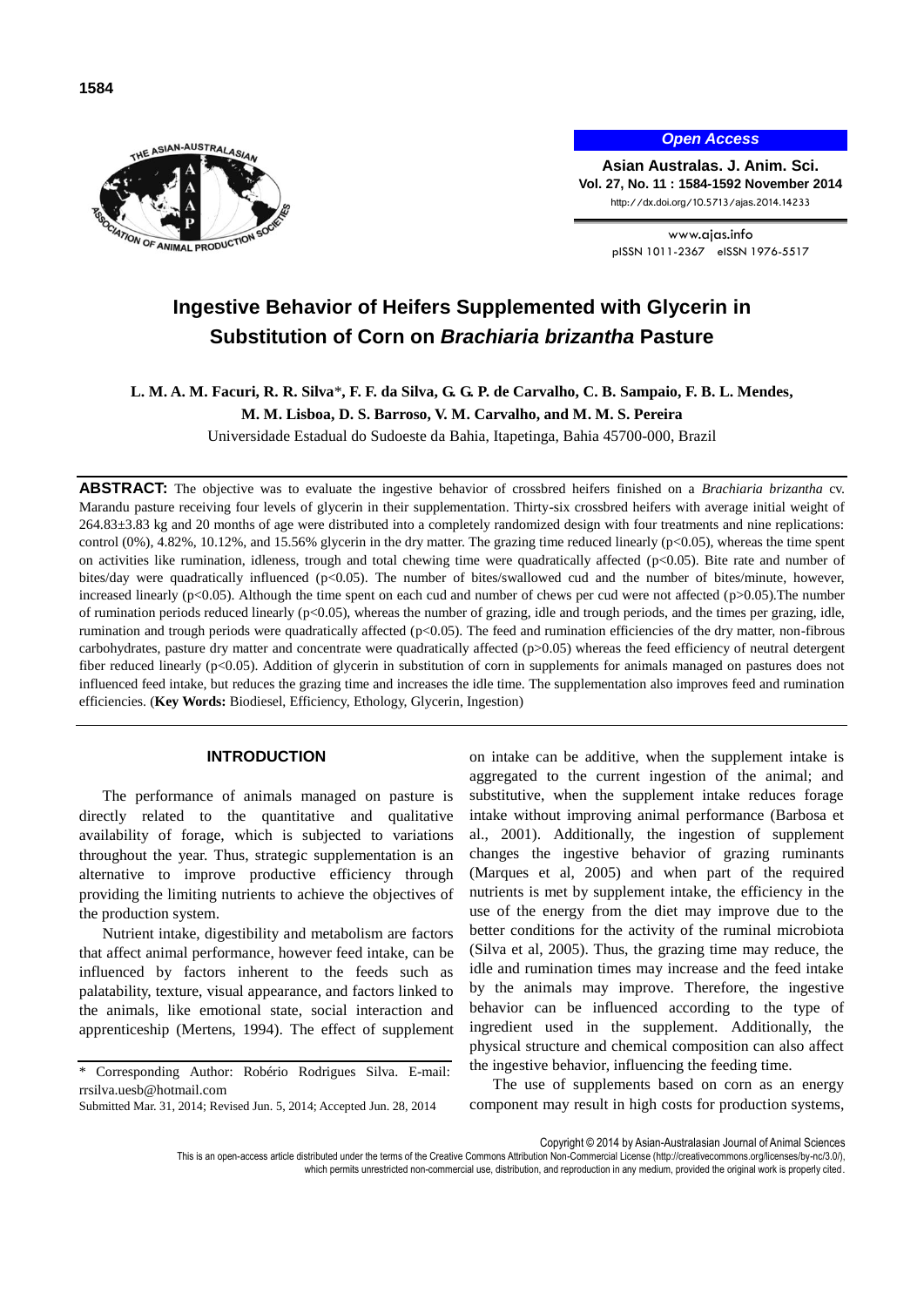Open Access

Asian Australas. J. Anim. Sci.
Vol. 27, No. 11 : 1584-1592 November 2014
http://dx.doi.org/10.5713/ajas.2014.14233

www.ajas.info
pISSN 1011-2367 eISSN 1976-5517

# Ingestive Behavior of Heifers Supplemented with Glycerin in Substitution of Corn on *Brachiaria brizantha* Pasture

**L. M. A. M. Facuri, R. R. Silva\*, F. F. da Silva, G. G. P. de Carvalho, C. B. Sampaio, F. B. L. Mendes, M. M. Lisboa, D. S. Barroso, V. M. Carvalho, and M. M. S. Pereira**

Universidade Estadual do Sudoeste da Bahia, Itapetinga, Bahia 45700-000, Brazil

**ABSTRACT:** The objective was to evaluate the ingestive behavior of crossbred heifers finished on a *Brachiaria brizantha* cv. Marandu pasture receiving four levels of glycerin in their supplementation. Thirty-six crossbred heifers with average initial weight of 264.83±3.83 kg and 20 months of age were distributed into a completely randomized design with four treatments and nine replications: control (0%), 4.82%, 10.12%, and 15.56% glycerin in the dry matter. The grazing time reduced linearly ($p<0.05$), whereas the time spent on activities like rumination, idleness, trough and total chewing time were quadratically affected ($p<0.05$). Bite rate and number of bites/day were quadratically influenced ($p<0.05$). The number of bites/swallowed cud and the number of bites/minute, however, increased linearly ($p<0.05$). Although the time spent on each cud and number of chews per cud were not affected ($p>0.05$).The number of rumination periods reduced linearly ($p<0.05$), whereas the number of grazing, idle and trough periods, and the times per grazing, idle, rumination and trough periods were quadratically affected ($p<0.05$). The feed and rumination efficiencies of the dry matter, non-fibrous carbohydrates, pasture dry matter and concentrate were quadratically affected ($p>0.05$) whereas the feed efficiency of neutral detergent fiber reduced linearly ($p<0.05$). Addition of glycerin in substitution of corn in supplements for animals managed on pastures does not influenced feed intake, but reduces the grazing time and increases the idle time. The supplementation also improves feed and rumination efficiencies. (**Key Words:** Biodiesel, Efficiency, Ethology, Glycerin, Ingestion)

## INTRODUCTION

The performance of animals managed on pasture is directly related to the quantitative and qualitative availability of forage, which is subjected to variations throughout the year. Thus, strategic supplementation is an alternative to improve productive efficiency through providing the limiting nutrients to achieve the objectives of the production system.

Nutrient intake, digestibility and metabolism are factors that affect animal performance, however feed intake, can be influenced by factors inherent to the feeds such as palatability, texture, visual appearance, and factors linked to the animals, like emotional state, social interaction and apprenticeship (Mertens, 1994). The effect of supplement on intake can be additive, when the supplement intake is aggregated to the current ingestion of the animal; and substitutive, when the supplement intake reduces forage intake without improving animal performance (Barbosa et al., 2001). Additionally, the ingestion of supplement changes the ingestive behavior of grazing ruminants (Marques et al, 2005) and when part of the required nutrients is met by supplement intake, the efficiency in the use of the energy from the diet may improve due to the better conditions for the activity of the ruminal microbiota (Silva et al, 2005). Thus, the grazing time may reduce, the idle and rumination times may increase and the feed intake by the animals may improve. Therefore, the ingestive behavior can be influenced according to the type of ingredient used in the supplement. Additionally, the physical structure and chemical composition can also affect the ingestive behavior, influencing the feeding time.

The use of supplements based on corn as an energy component may result in high costs for production systems,

\* Corresponding Author: Robério Rodrigues Silva. E-mail: rrsilva.uesb@hotmail.com

Submitted Mar. 31, 2014; Revised Jun. 5, 2014; Accepted Jun. 28, 2014

Copyright © 2014 by Asian-Australasian Journal of Animal Sciences

This is an open-access article distributed under the terms of the Creative Commons Attribution Non-Commercial License (http://creativecommons.org/licenses/by-nc/3.0/), which permits unrestricted non-commercial use, distribution, and reproduction in any medium, provided the original work is properly cited.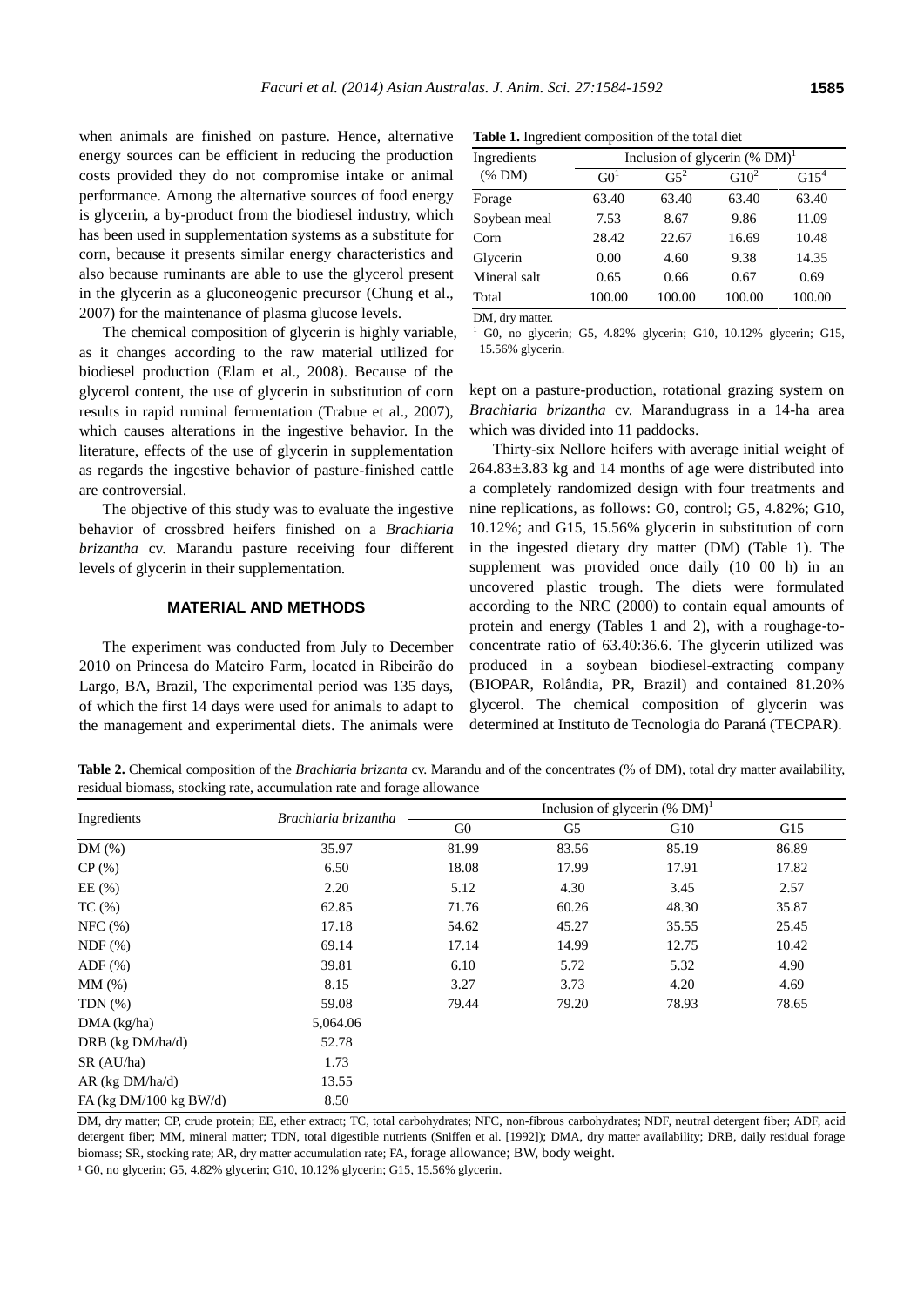when animals are finished on pasture. Hence, alternative energy sources can be efficient in reducing the production costs provided they do not compromise intake or animal performance. Among the alternative sources of food energy is glycerin, a by-product from the biodiesel industry, which has been used in supplementation systems as a substitute for corn, because it presents similar energy characteristics and also because ruminants are able to use the glycerol present in the glycerin as a gluconeogenic precursor (Chung et al., 2007) for the maintenance of plasma glucose levels.

The chemical composition of glycerin is highly variable, as it changes according to the raw material utilized for biodiesel production (Elam et al., 2008). Because of the glycerol content, the use of glycerin in substitution of corn results in rapid ruminal fermentation (Trabue et al., 2007), which causes alterations in the ingestive behavior. In the literature, effects of the use of glycerin in supplementation as regards the ingestive behavior of pasture-finished cattle are controversial.

The objective of this study was to evaluate the ingestive behavior of crossbred heifers finished on a *Brachiaria brizantha* cv. Marandu pasture receiving four different levels of glycerin in their supplementation.

## MATERIAL AND METHODS

The experiment was conducted from July to December 2010 on Princesa do Mateiro Farm, located in Ribeirão do Largo, BA, Brazil, The experimental period was 135 days, of which the first 14 days were used for animals to adapt to the management and experimental diets. The animals were kept on a pasture-production, rotational grazing system on *Brachiaria brizantha* cv. Marandugrass in a 14-ha area which was divided into 11 paddocks.

Thirty-six Nellore heifers with average initial weight of 264.83±3.83 kg and 14 months of age were distributed into a completely randomized design with four treatments and nine replications, as follows: G0, control; G5, 4.82%; G10, 10.12%; and G15, 15.56% glycerin in substitution of corn in the ingested dietary dry matter (DM) (Table 1). The supplement was provided once daily (10 00 h) in an uncovered plastic trough. The diets were formulated according to the NRC (2000) to contain equal amounts of protein and energy (Tables 1 and 2), with a roughage-to-concentrate ratio of 63.40:36.6. The glycerin utilized was produced in a soybean biodiesel-extracting company (BIOPAR, Rolândia, PR, Brazil) and contained 81.20% glycerol. The chemical composition of glycerin was determined at Instituto de Tecnologia do Paraná (TECPAR).

**Table 1.** Ingredient composition of the total diet

| Ingredients (% DM) | Inclusion of glycerin (% DM)[1] | | | |
|---|---|---|---|---|
| | G0[1] | G5[2] | G10[2] | G15[4] |
| Forage | 63.40 | 63.40 | 63.40 | 63.40 |
| Soybean meal | 7.53 | 8.67 | 9.86 | 11.09 |
| Corn | 28.42 | 22.67 | 16.69 | 10.48 |
| Glycerin | 0.00 | 4.60 | 9.38 | 14.35 |
| Mineral salt | 0.65 | 0.66 | 0.67 | 0.69 |
| Total | 100.00 | 100.00 | 100.00 | 100.00 |

DM, dry matter.
[1] G0, no glycerin; G5, 4.82% glycerin; G10, 10.12% glycerin; G15, 15.56% glycerin.

**Table 2.** Chemical composition of the *Brachiaria brizanta* cv. Marandu and of the concentrates (% of DM), total dry matter availability, residual biomass, stocking rate, accumulation rate and forage allowance

| Ingredients | *Brachiaria brizantha* | Inclusion of glycerin (% DM)[1] | | | |
|---|---|---|---|---|---|
| | | G0 | G5 | G10 | G15 |
| DM (%) | 35.97 | 81.99 | 83.56 | 85.19 | 86.89 |
| CP (%) | 6.50 | 18.08 | 17.99 | 17.91 | 17.82 |
| EE (%) | 2.20 | 5.12 | 4.30 | 3.45 | 2.57 |
| TC (%) | 62.85 | 71.76 | 60.26 | 48.30 | 35.87 |
| NFC (%) | 17.18 | 54.62 | 45.27 | 35.55 | 25.45 |
| NDF (%) | 69.14 | 17.14 | 14.99 | 12.75 | 10.42 |
| ADF (%) | 39.81 | 6.10 | 5.72 | 5.32 | 4.90 |
| MM (%) | 8.15 | 3.27 | 3.73 | 4.20 | 4.69 |
| TDN (%) | 59.08 | 79.44 | 79.20 | 78.93 | 78.65 |
| DMA (kg/ha) | 5,064.06 | | | | |
| DRB (kg DM/ha/d) | 52.78 | | | | |
| SR (AU/ha) | 1.73 | | | | |
| AR (kg DM/ha/d) | 13.55 | | | | |
| FA (kg DM/100 kg BW/d) | 8.50 | | | | |

DM, dry matter; CP, crude protein; EE, ether extract; TC, total carbohydrates; NFC, non-fibrous carbohydrates; NDF, neutral detergent fiber; ADF, acid detergent fiber; MM, mineral matter; TDN, total digestible nutrients (Sniffen et al. [1992]); DMA, dry matter availability; DRB, daily residual forage biomass; SR, stocking rate; AR, dry matter accumulation rate; FA, forage allowance; BW, body weight.
[1] G0, no glycerin; G5, 4.82% glycerin; G10, 10.12% glycerin; G15, 15.56% glycerin.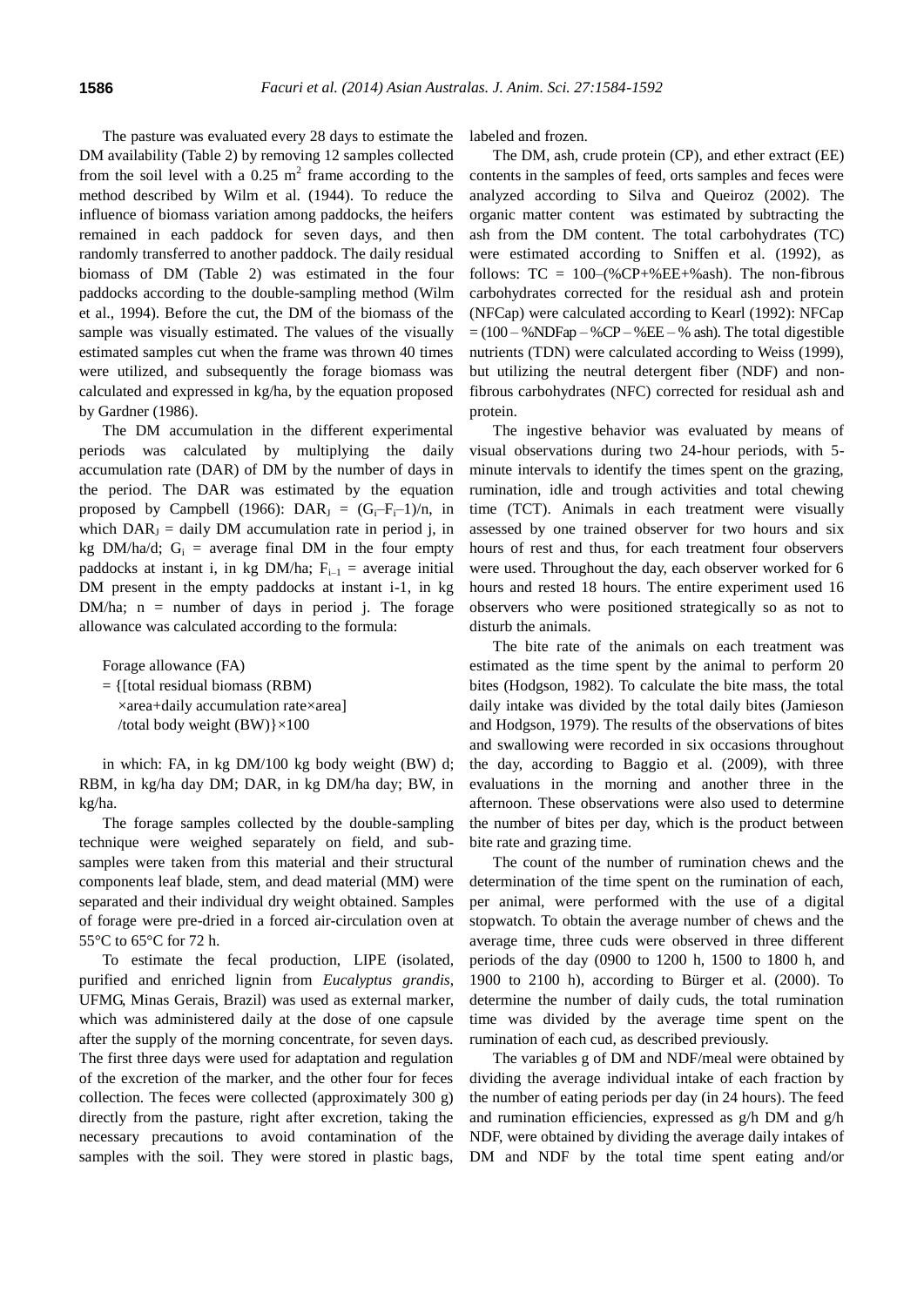The pasture was evaluated every 28 days to estimate the DM availability (Table 2) by removing 12 samples collected from the soil level with a 0.25 $m^2$ frame according to the method described by Wilm et al. (1944). To reduce the influence of biomass variation among paddocks, the heifers remained in each paddock for seven days, and then randomly transferred to another paddock. The daily residual biomass of DM (Table 2) was estimated in the four paddocks according to the double-sampling method (Wilm et al., 1994). Before the cut, the DM of the biomass of the sample was visually estimated. The values of the visually estimated samples cut when the frame was thrown 40 times were utilized, and subsequently the forage biomass was calculated and expressed in kg/ha, by the equation proposed by Gardner (1986).

The DM accumulation in the different experimental periods was calculated by multiplying the daily accumulation rate (DAR) of DM by the number of days in the period. The DAR was estimated by the equation proposed by Campbell (1966): $DAR_J = (G_i–F_i–1)/n$, in which $DAR_J$ = daily DM accumulation rate in period j, in kg DM/ha/d; $G_i$ = average final DM in the four empty paddocks at instant i, in kg DM/ha; $F_{i-1}$ = average initial DM present in the empty paddocks at instant i-1, in kg DM/ha; n = number of days in period j. The forage allowance was calculated according to the formula:

$$\text{Forage allowance (FA)} = \{[\text{total residual biomass (RBM)} \times \text{area} + \text{daily accumulation rate} \times \text{area}] / \text{total body weight (BW)}\} \times 100$$

in which: FA, in kg DM/100 kg body weight (BW) d; RBM, in kg/ha day DM; DAR, in kg DM/ha day; BW, in kg/ha.

The forage samples collected by the double-sampling technique were weighed separately on field, and sub-samples were taken from this material and their structural components leaf blade, stem, and dead material (MM) were separated and their individual dry weight obtained. Samples of forage were pre-dried in a forced air-circulation oven at 55°C to 65°C for 72 h.

To estimate the fecal production, LIPE (isolated, purified and enriched lignin from *Eucalyptus grandis*, UFMG, Minas Gerais, Brazil) was used as external marker, which was administered daily at the dose of one capsule after the supply of the morning concentrate, for seven days. The first three days were used for adaptation and regulation of the excretion of the marker, and the other four for feces collection. The feces were collected (approximately 300 g) directly from the pasture, right after excretion, taking the necessary precautions to avoid contamination of the samples with the soil. They were stored in plastic bags, labeled and frozen.

The DM, ash, crude protein (CP), and ether extract (EE) contents in the samples of feed, orts samples and feces were analyzed according to Silva and Queiroz (2002). The organic matter content was estimated by subtracting the ash from the DM content. The total carbohydrates (TC) were estimated according to Sniffen et al. (1992), as follows: TC = 100–(%CP+%EE+%ash). The non-fibrous carbohydrates corrected for the residual ash and protein (NFCap) were calculated according to Kearl (1992): NFCap = (100 – %NDFap – %CP – %EE – % ash). The total digestible nutrients (TDN) were calculated according to Weiss (1999), but utilizing the neutral detergent fiber (NDF) and non-fibrous carbohydrates (NFC) corrected for residual ash and protein.

The ingestive behavior was evaluated by means of visual observations during two 24-hour periods, with 5-minute intervals to identify the times spent on the grazing, rumination, idle and trough activities and total chewing time (TCT). Animals in each treatment were visually assessed by one trained observer for two hours and six hours of rest and thus, for each treatment four observers were used. Throughout the day, each observer worked for 6 hours and rested 18 hours. The entire experiment used 16 observers who were positioned strategically so as not to disturb the animals.

The bite rate of the animals on each treatment was estimated as the time spent by the animal to perform 20 bites (Hodgson, 1982). To calculate the bite mass, the total daily intake was divided by the total daily bites (Jamieson and Hodgson, 1979). The results of the observations of bites and swallowing were recorded in six occasions throughout the day, according to Baggio et al. (2009), with three evaluations in the morning and another three in the afternoon. These observations were also used to determine the number of bites per day, which is the product between bite rate and grazing time.

The count of the number of rumination chews and the determination of the time spent on the rumination of each, per animal, were performed with the use of a digital stopwatch. To obtain the average number of chews and the average time, three cuds were observed in three different periods of the day (0900 to 1200 h, 1500 to 1800 h, and 1900 to 2100 h), according to Bürger et al. (2000). To determine the number of daily cuds, the total rumination time was divided by the average time spent on the rumination of each cud, as described previously.

The variables g of DM and NDF/meal were obtained by dividing the average individual intake of each fraction by the number of eating periods per day (in 24 hours). The feed and rumination efficiencies, expressed as g/h DM and g/h NDF, were obtained by dividing the average daily intakes of DM and NDF by the total time spent eating and/or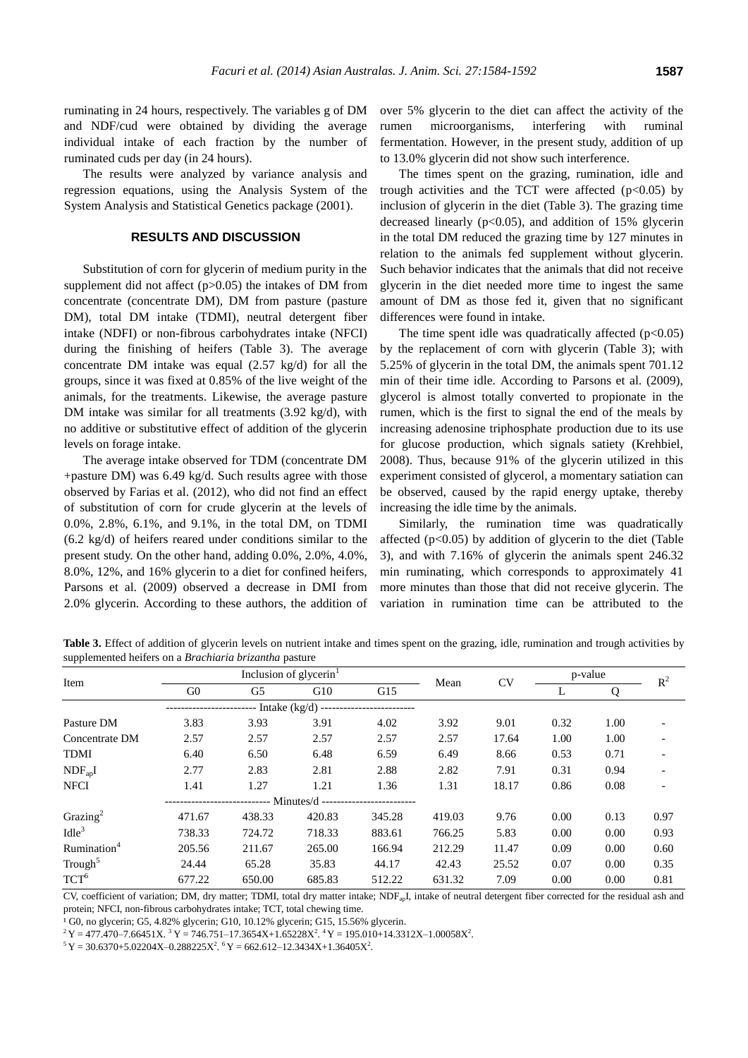ruminating in 24 hours, respectively. The variables g of DM and NDF/cud were obtained by dividing the average individual intake of each fraction by the number of ruminated cuds per day (in 24 hours).

The results were analyzed by variance analysis and regression equations, using the Analysis System of the System Analysis and Statistical Genetics package (2001).

## RESULTS AND DISCUSSION

Substitution of corn for glycerin of medium purity in the supplement did not affect ($p>0.05$) the intakes of DM from concentrate (concentrate DM), DM from pasture (pasture DM), total DM intake (TDMI), neutral detergent fiber intake (NDFI) or non-fibrous carbohydrates intake (NFCI) during the finishing of heifers (Table 3). The average concentrate DM intake was equal (2.57 kg/d) for all the groups, since it was fixed at 0.85% of the live weight of the animals, for the treatments. Likewise, the average pasture DM intake was similar for all treatments (3.92 kg/d), with no additive or substitutive effect of addition of the glycerin levels on forage intake.

The average intake observed for TDM (concentrate DM +pasture DM) was 6.49 kg/d. Such results agree with those observed by Farias et al. (2012), who did not find an effect of substitution of corn for crude glycerin at the levels of 0.0%, 2.8%, 6.1%, and 9.1%, in the total DM, on TDMI (6.2 kg/d) of heifers reared under conditions similar to the present study. On the other hand, adding 0.0%, 2.0%, 4.0%, 8.0%, 12%, and 16% glycerin to a diet for confined heifers, Parsons et al. (2009) observed a decrease in DMI from 2.0% glycerin. According to these authors, the addition of over 5% glycerin to the diet can affect the activity of the rumen microorganisms, interfering with ruminal fermentation. However, in the present study, addition of up to 13.0% glycerin did not show such interference.

The times spent on the grazing, rumination, idle and trough activities and the TCT were affected ($p<0.05$) by inclusion of glycerin in the diet (Table 3). The grazing time decreased linearly ($p<0.05$), and addition of 15% glycerin in the total DM reduced the grazing time by 127 minutes in relation to the animals fed supplement without glycerin. Such behavior indicates that the animals that did not receive glycerin in the diet needed more time to ingest the same amount of DM as those fed it, given that no significant differences were found in intake.

The time spent idle was quadratically affected ($p<0.05$) by the replacement of corn with glycerin (Table 3); with 5.25% of glycerin in the total DM, the animals spent 701.12 min of their time idle. According to Parsons et al. (2009), glycerol is almost totally converted to propionate in the rumen, which is the first to signal the end of the meals by increasing adenosine triphosphate production due to its use for glucose production, which signals satiety (Krehbiel, 2008). Thus, because 91% of the glycerin utilized in this experiment consisted of glycerol, a momentary satiation can be observed, caused by the rapid energy uptake, thereby increasing the idle time by the animals.

Similarly, the rumination time was quadratically affected ($p<0.05$) by addition of glycerin to the diet (Table 3), and with 7.16% of glycerin the animals spent 246.32 min ruminating, which corresponds to approximately 41 more minutes than those that did not receive glycerin. The variation in rumination time can be attributed to the

**Table 3.** Effect of addition of glycerin levels on nutrient intake and times spent on the grazing, idle, rumination and trough activities by supplemented heifers on a *Brachiaria brizantha* pasture

| Item | Inclusion of glycerin[1] | | | | Mean | CV | p-value | | $R^2$ |
|---|---|---|---|---|---|---|---|---|---|
| | G0 | G5 | G10 | G15 | | | L | Q | |
| | Intake (kg/d) | | | | | | | | |
| Pasture DM | 3.83 | 3.93 | 3.91 | 4.02 | 3.92 | 9.01 | 0.32 | 1.00 | - |
| Concentrate DM | 2.57 | 2.57 | 2.57 | 2.57 | 2.57 | 17.64 | 1.00 | 1.00 | - |
| TDMI | 6.40 | 6.50 | 6.48 | 6.59 | 6.49 | 8.66 | 0.53 | 0.71 | - |
| $NDF_{ap}I$ | 2.77 | 2.83 | 2.81 | 2.88 | 2.82 | 7.91 | 0.31 | 0.94 | - |
| NFCI | 1.41 | 1.27 | 1.21 | 1.36 | 1.31 | 18.17 | 0.86 | 0.08 | - |
| | Minutes/d | | | | | | | | |
| Grazing[2] | 471.67 | 438.33 | 420.83 | 345.28 | 419.03 | 9.76 | 0.00 | 0.13 | 0.97 |
| Idle[3] | 738.33 | 724.72 | 718.33 | 883.61 | 766.25 | 5.83 | 0.00 | 0.00 | 0.93 |
| Rumination[4] | 205.56 | 211.67 | 265.00 | 166.94 | 212.29 | 11.47 | 0.09 | 0.00 | 0.60 |
| Trough[5] | 24.44 | 65.28 | 35.83 | 44.17 | 42.43 | 25.52 | 0.07 | 0.00 | 0.35 |
| TCT[6] | 677.22 | 650.00 | 685.83 | 512.22 | 631.32 | 7.09 | 0.00 | 0.00 | 0.81 |

CV, coefficient of variation; DM, dry matter; TDMI, total dry matter intake; $NDF_{ap}I$, intake of neutral detergent fiber corrected for the residual ash and protein; NFCI, non-fibrous carbohydrates intake; TCT, total chewing time.

[1] G0, no glycerin; G5, 4.82% glycerin; G10, 10.12% glycerin; G15, 15.56% glycerin.

[2] $Y = 477.470–7.66451X$. [3] $Y = 746.751–17.3654X+1.65228X^2$. [4] $Y = 195.010+14.3312X–1.00058X^2$.

[5] $Y = 30.6370+5.02204X–0.288225X^2$. [6] $Y = 662.612–12.3434X+1.36405X^2$.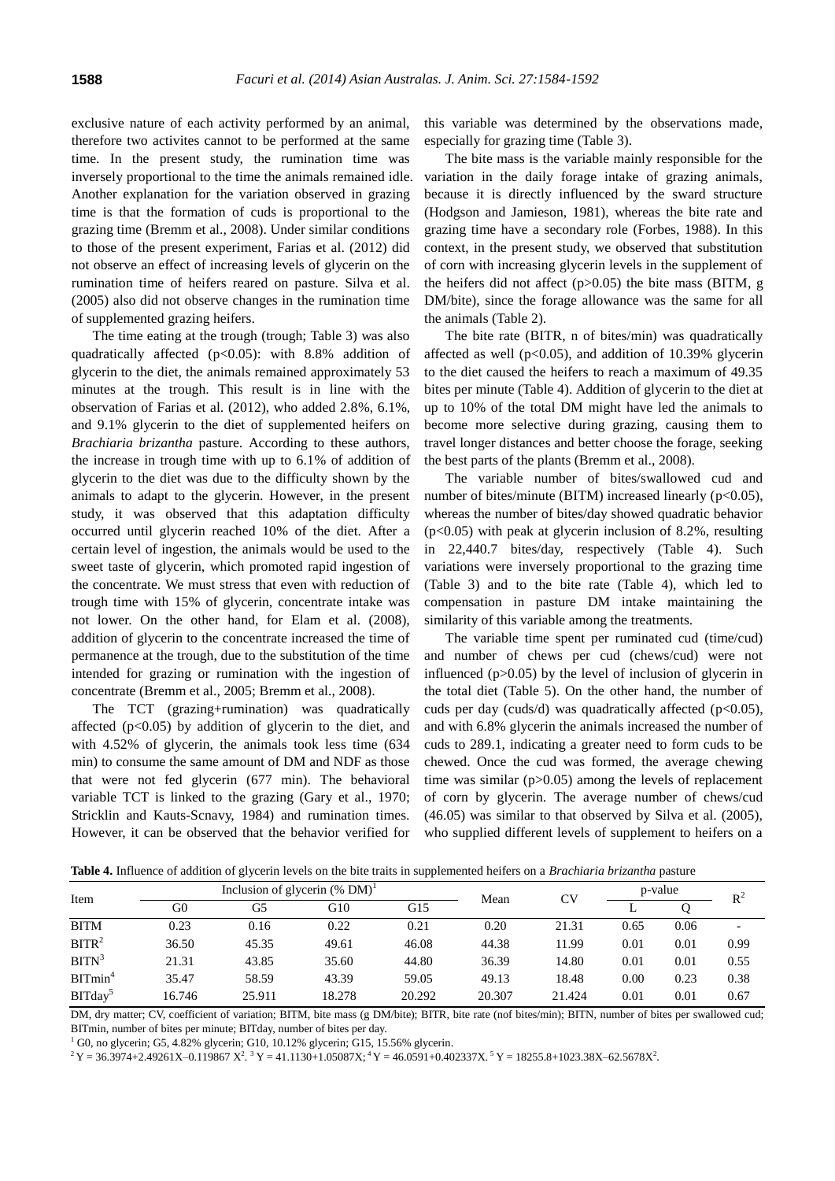exclusive nature of each activity performed by an animal, therefore two activites cannot to be performed at the same time. In the present study, the rumination time was inversely proportional to the time the animals remained idle. Another explanation for the variation observed in grazing time is that the formation of cuds is proportional to the grazing time (Bremm et al., 2008). Under similar conditions to those of the present experiment, Farias et al. (2012) did not observe an effect of increasing levels of glycerin on the rumination time of heifers reared on pasture. Silva et al. (2005) also did not observe changes in the rumination time of supplemented grazing heifers.

The time eating at the trough (trough; Table 3) was also quadratically affected ($p<0.05$): with 8.8% addition of glycerin to the diet, the animals remained approximately 53 minutes at the trough. This result is in line with the observation of Farias et al. (2012), who added 2.8%, 6.1%, and 9.1% glycerin to the diet of supplemented heifers on *Brachiaria brizantha* pasture. According to these authors, the increase in trough time with up to 6.1% of addition of glycerin to the diet was due to the difficulty shown by the animals to adapt to the glycerin. However, in the present study, it was observed that this adaptation difficulty occurred until glycerin reached 10% of the diet. After a certain level of ingestion, the animals would be used to the sweet taste of glycerin, which promoted rapid ingestion of the concentrate. We must stress that even with reduction of trough time with 15% of glycerin, concentrate intake was not lower. On the other hand, for Elam et al. (2008), addition of glycerin to the concentrate increased the time of permanence at the trough, due to the substitution of the time intended for grazing or rumination with the ingestion of concentrate (Bremm et al., 2005; Bremm et al., 2008).

The TCT (grazing+rumination) was quadratically affected ($p<0.05$) by addition of glycerin to the diet, and with 4.52% of glycerin, the animals took less time (634 min) to consume the same amount of DM and NDF as those that were not fed glycerin (677 min). The behavioral variable TCT is linked to the grazing (Gary et al., 1970; Stricklin and Kauts-Scnavy, 1984) and rumination times. However, it can be observed that the behavior verified for this variable was determined by the observations made, especially for grazing time (Table 3).

The bite mass is the variable mainly responsible for the variation in the daily forage intake of grazing animals, because it is directly influenced by the sward structure (Hodgson and Jamieson, 1981), whereas the bite rate and grazing time have a secondary role (Forbes, 1988). In this context, in the present study, we observed that substitution of corn with increasing glycerin levels in the supplement of the heifers did not affect ($p>0.05$) the bite mass (BITM, g DM/bite), since the forage allowance was the same for all the animals (Table 2).

The bite rate (BITR, n of bites/min) was quadratically affected as well ($p<0.05$), and addition of 10.39% glycerin to the diet caused the heifers to reach a maximum of 49.35 bites per minute (Table 4). Addition of glycerin to the diet at up to 10% of the total DM might have led the animals to become more selective during grazing, causing them to travel longer distances and better choose the forage, seeking the best parts of the plants (Bremm et al., 2008).

The variable number of bites/swallowed cud and number of bites/minute (BITM) increased linearly ($p<0.05$), whereas the number of bites/day showed quadratic behavior ($p<0.05$) with peak at glycerin inclusion of 8.2%, resulting in 22,440.7 bites/day, respectively (Table 4). Such variations were inversely proportional to the grazing time (Table 3) and to the bite rate (Table 4), which led to compensation in pasture DM intake maintaining the similarity of this variable among the treatments.

The variable time spent per ruminated cud (time/cud) and number of chews per cud (chews/cud) were not influenced ($p>0.05$) by the level of inclusion of glycerin in the total diet (Table 5). On the other hand, the number of cuds per day (cuds/d) was quadratically affected ($p<0.05$), and with 6.8% glycerin the animals increased the number of cuds to 289.1, indicating a greater need to form cuds to be chewed. Once the cud was formed, the average chewing time was similar ($p>0.05$) among the levels of replacement of corn by glycerin. The average number of chews/cud (46.05) was similar to that observed by Silva et al. (2005), who supplied different levels of supplement to heifers on a

**Table 4.** Influence of addition of glycerin levels on the bite traits in supplemented heifers on a *Brachiaria brizantha* pasture

| Item | Inclusion of glycerin (% DM)[1] | | | | Mean | CV | p-value | | $R^2$ |
|---|---|---|---|---|---|---|---|---|---|
| | G0 | G5 | G10 | G15 | | | L | Q | |
| BITM | 0.23 | 0.16 | 0.22 | 0.21 | 0.20 | 21.31 | 0.65 | 0.06 | - |
| BITR[2] | 36.50 | 45.35 | 49.61 | 46.08 | 44.38 | 11.99 | 0.01 | 0.01 | 0.99 |
| BITN[3] | 21.31 | 43.85 | 35.60 | 44.80 | 36.39 | 14.80 | 0.01 | 0.01 | 0.55 |
| BITmin[4] | 35.47 | 58.59 | 43.39 | 59.05 | 49.13 | 18.48 | 0.00 | 0.23 | 0.38 |
| BITday[5] | 16.746 | 25.911 | 18.278 | 20.292 | 20.307 | 21.424 | 0.01 | 0.01 | 0.67 |

DM, dry matter; CV, coefficient of variation; BITM, bite mass (g DM/bite); BITR, bite rate (nof bites/min); BITN, number of bites per swallowed cud; BITmin, number of bites per minute; BITday, number of bites per day.

[1] G0, no glycerin; G5, 4.82% glycerin; G10, 10.12% glycerin; G15, 15.56% glycerin.

[2] $Y = 36.3974+2.49261X-0.119867X^2$. [3] $Y = 41.1130+1.05087X$; [4] $Y = 46.0591+0.402337X$. [5] $Y = 18255.8+1023.38X-62.5678X^2$.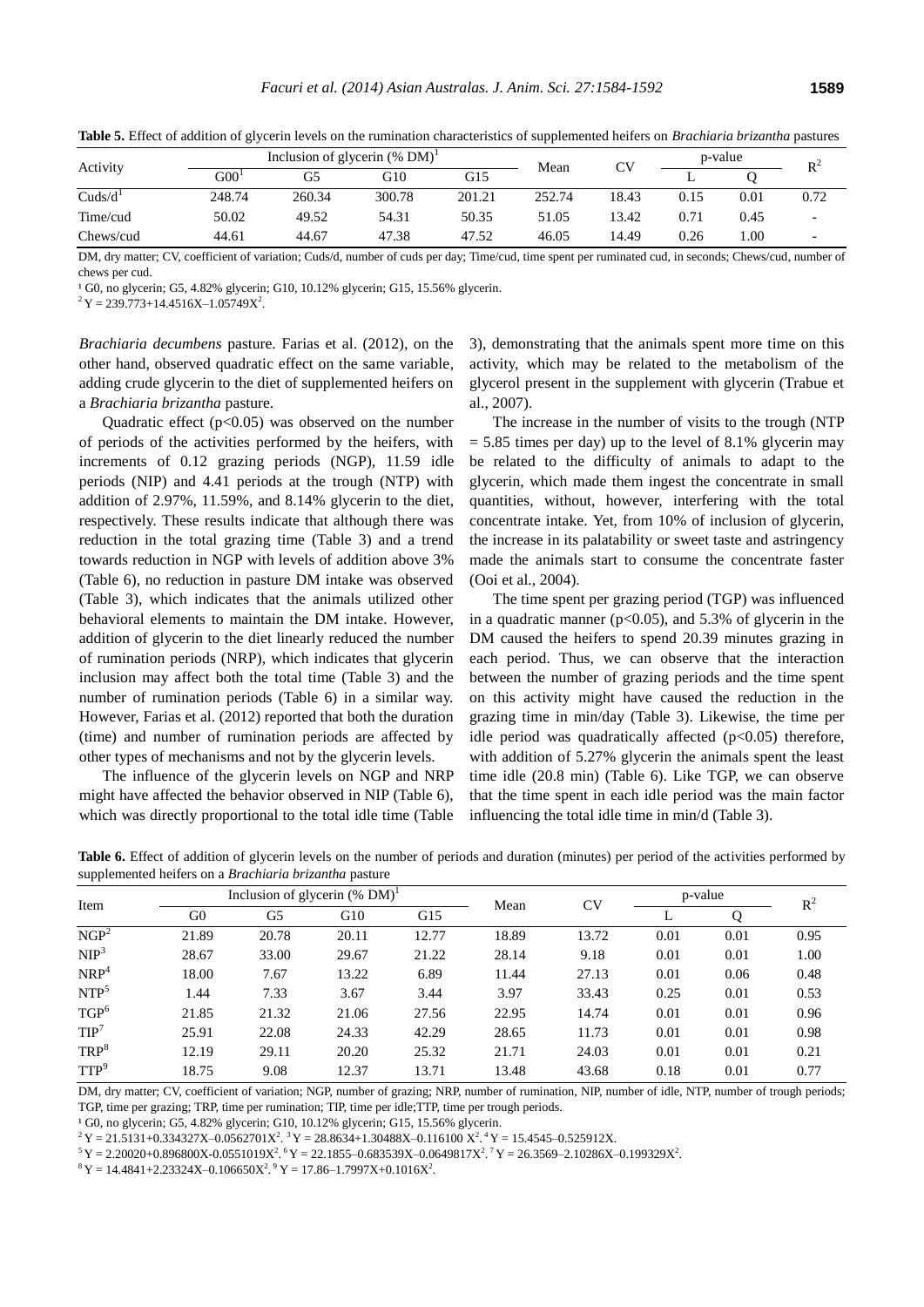**Table 5.** Effect of addition of glycerin levels on the rumination characteristics of supplemented heifers on *Brachiaria brizantha* pastures

| Activity | Inclusion of glycerin (% DM)[1] | | | | Mean | CV | p-value | | $R^2$ |
|---|---|---|---|---|---|---|---|---|---|
| | G00[1] | G5 | G10 | G15 | | | L | Q | |
| Cuds/d[1] | 248.74 | 260.34 | 300.78 | 201.21 | 252.74 | 18.43 | 0.15 | 0.01 | 0.72 |
| Time/cud | 50.02 | 49.52 | 54.31 | 50.35 | 51.05 | 13.42 | 0.71 | 0.45 | - |
| Chews/cud | 44.61 | 44.67 | 47.38 | 47.52 | 46.05 | 14.49 | 0.26 | 1.00 | - |

DM, dry matter; CV, coefficient of variation; Cuds/d, number of cuds per day; Time/cud, time spent per ruminated cud, in seconds; Chews/cud, number of chews per cud.

[1] G0, no glycerin; G5, 4.82% glycerin; G10, 10.12% glycerin; G15, 15.56% glycerin.

[2] $Y = 239.773+14.4516X–1.05749X^2$.

*Brachiaria decumbens* pasture. Farias et al. (2012), on the other hand, observed quadratic effect on the same variable, adding crude glycerin to the diet of supplemented heifers on a *Brachiaria brizantha* pasture.

Quadratic effect ($p<0.05$) was observed on the number of periods of the activities performed by the heifers, with increments of 0.12 grazing periods (NGP), 11.59 idle periods (NIP) and 4.41 periods at the trough (NTP) with addition of 2.97%, 11.59%, and 8.14% glycerin to the diet, respectively. These results indicate that although there was reduction in the total grazing time (Table 3) and a trend towards reduction in NGP with levels of addition above 3% (Table 6), no reduction in pasture DM intake was observed (Table 3), which indicates that the animals utilized other behavioral elements to maintain the DM intake. However, addition of glycerin to the diet linearly reduced the number of rumination periods (NRP), which indicates that glycerin inclusion may affect both the total time (Table 3) and the number of rumination periods (Table 6) in a similar way. However, Farias et al. (2012) reported that both the duration (time) and number of rumination periods are affected by other types of mechanisms and not by the glycerin levels.

The influence of the glycerin levels on NGP and NRP might have affected the behavior observed in NIP (Table 6), which was directly proportional to the total idle time (Table 3), demonstrating that the animals spent more time on this activity, which may be related to the metabolism of the glycerol present in the supplement with glycerin (Trabue et al., 2007).

The increase in the number of visits to the trough (NTP = 5.85 times per day) up to the level of 8.1% glycerin may be related to the difficulty of animals to adapt to the glycerin, which made them ingest the concentrate in small quantities, without, however, interfering with the total concentrate intake. Yet, from 10% of inclusion of glycerin, the increase in its palatability or sweet taste and astringency made the animals start to consume the concentrate faster (Ooi et al., 2004).

The time spent per grazing period (TGP) was influenced in a quadratic manner ($p<0.05$), and 5.3% of glycerin in the DM caused the heifers to spend 20.39 minutes grazing in each period. Thus, we can observe that the interaction between the number of grazing periods and the time spent on this activity might have caused the reduction in the grazing time in min/day (Table 3). Likewise, the time per idle period was quadratically affected ($p<0.05$) therefore, with addition of 5.27% glycerin the animals spent the least time idle (20.8 min) (Table 6). Like TGP, we can observe that the time spent in each idle period was the main factor influencing the total idle time in min/d (Table 3).

**Table 6.** Effect of addition of glycerin levels on the number of periods and duration (minutes) per period of the activities performed by supplemented heifers on a *Brachiaria brizantha* pasture

| Item | Inclusion of glycerin (% DM)[1] | | | | Mean | CV | p-value | | $R^2$ |
|---|---|---|---|---|---|---|---|---|---|
| | G0 | G5 | G10 | G15 | | | L | Q | |
| NGP[2] | 21.89 | 20.78 | 20.11 | 12.77 | 18.89 | 13.72 | 0.01 | 0.01 | 0.95 |
| NIP[3] | 28.67 | 33.00 | 29.67 | 21.22 | 28.14 | 9.18 | 0.01 | 0.01 | 1.00 |
| NRP[4] | 18.00 | 7.67 | 13.22 | 6.89 | 11.44 | 27.13 | 0.01 | 0.06 | 0.48 |
| NTP[5] | 1.44 | 7.33 | 3.67 | 3.44 | 3.97 | 33.43 | 0.25 | 0.01 | 0.53 |
| TGP[6] | 21.85 | 21.32 | 21.06 | 27.56 | 22.95 | 14.74 | 0.01 | 0.01 | 0.96 |
| TIP[7] | 25.91 | 22.08 | 24.33 | 42.29 | 28.65 | 11.73 | 0.01 | 0.01 | 0.98 |
| TRP[8] | 12.19 | 29.11 | 20.20 | 25.32 | 21.71 | 24.03 | 0.01 | 0.01 | 0.21 |
| TTP[9] | 18.75 | 9.08 | 12.37 | 13.71 | 13.48 | 43.68 | 0.18 | 0.01 | 0.77 |

DM, dry matter; CV, coefficient of variation; NGP, number of grazing; NRP, number of rumination, NIP, number of idle, NTP, number of trough periods; TGP, time per grazing; TRP, time per rumination; TIP, time per idle;TTP, time per trough periods.

[1] G0, no glycerin; G5, 4.82% glycerin; G10, 10.12% glycerin; G15, 15.56% glycerin.

[2] $Y = 21.5131+0.334327X–0.0562701X^2$. [3] $Y = 28.8634+1.30488X–0.116100\ X^2$. [4] $Y = 15.4545–0.525912X$.

[5] $Y = 2.20020+0.896800X-0.0551019X^2$. [6] $Y = 22.1855–0.683539X–0.0649817X^2$. [7] $Y = 26.3569–2.10286X–0.199329X^2$.

[8] $Y = 14.4841+2.23324X–0.106650X^2$. [9] $Y = 17.86–1.7997X+0.1016X^2$.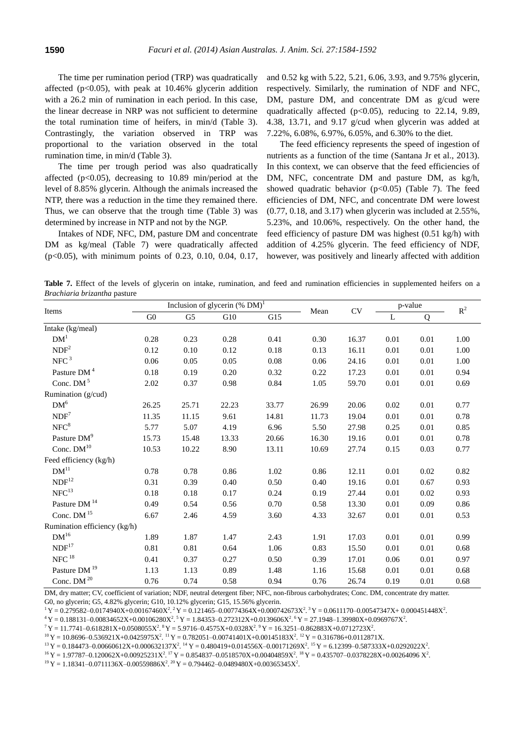The time per rumination period (TRP) was quadratically affected ($p<0.05$), with peak at 10.46% glycerin addition with a 26.2 min of rumination in each period. In this case, the linear decrease in NRP was not sufficient to determine the total rumination time of heifers, in min/d (Table 3). Contrastingly, the variation observed in TRP was proportional to the variation observed in the total rumination time, in min/d (Table 3).

The time per trough period was also quadratically affected ($p<0.05$), decreasing to 10.89 min/period at the level of 8.85% glycerin. Although the animals increased the NTP, there was a reduction in the time they remained there. Thus, we can observe that the trough time (Table 3) was determined by increase in NTP and not by the NGP.

Intakes of NDF, NFC, DM, pasture DM and concentrate DM as kg/meal (Table 7) were quadratically affected ($p<0.05$), with minimum points of 0.23, 0.10, 0.04, 0.17, and 0.52 kg with 5.22, 5.21, 6.06, 3.93, and 9.75% glycerin, respectively. Similarly, the rumination of NDF and NFC, DM, pasture DM, and concentrate DM as g/cud were quadratically affected ($p<0.05$), reducing to 22.14, 9.89, 4.38, 13.71, and 9.17 g/cud when glycerin was added at 7.22%, 6.08%, 6.97%, 6.05%, and 6.30% to the diet.

The feed efficiency represents the speed of ingestion of nutrients as a function of the time (Santana Jr et al., 2013). In this context, we can observe that the feed efficiencies of DM, NFC, concentrate DM and pasture DM, as kg/h, showed quadratic behavior ($p<0.05$) (Table 7). The feed efficiencies of DM, NFC, and concentrate DM were lowest (0.77, 0.18, and 3.17) when glycerin was included at 2.55%, 5.23%, and 10.06%, respectively. On the other hand, the feed efficiency of pasture DM was highest (0.51 kg/h) with addition of 4.25% glycerin. The feed efficiency of NDF, however, was positively and linearly affected with addition

**Table 7.** Effect of the levels of glycerin on intake, rumination, and feed and rumination efficiencies in supplemented heifers on a *Brachiaria brizantha* pasture

| Items | Inclusion of glycerin (% DM)[1] | | | | Mean | CV | p-value | | $R^2$ |
|---|---|---|---|---|---|---|---|---|---|
| | G0 | G5 | G10 | G15 | | | L | Q | |
| Intake (kg/meal) | | | | | | | | | |
| DM[1] | 0.28 | 0.23 | 0.28 | 0.41 | 0.30 | 16.37 | 0.01 | 0.01 | 1.00 |
| NDF[2] | 0.12 | 0.10 | 0.12 | 0.18 | 0.13 | 16.11 | 0.01 | 0.01 | 1.00 |
| NFC[3] | 0.06 | 0.05 | 0.05 | 0.08 | 0.06 | 24.16 | 0.01 | 0.01 | 1.00 |
| Pasture DM[4] | 0.18 | 0.19 | 0.20 | 0.32 | 0.22 | 17.23 | 0.01 | 0.01 | 0.94 |
| Conc. DM[5] | 2.02 | 0.37 | 0.98 | 0.84 | 1.05 | 59.70 | 0.01 | 0.01 | 0.69 |
| Rumination (g/cud) | | | | | | | | | |
| DM[6] | 26.25 | 25.71 | 22.23 | 33.77 | 26.99 | 20.06 | 0.02 | 0.01 | 0.77 |
| NDF[7] | 11.35 | 11.15 | 9.61 | 14.81 | 11.73 | 19.04 | 0.01 | 0.01 | 0.78 |
| NFC[8] | 5.77 | 5.07 | 4.19 | 6.96 | 5.50 | 27.98 | 0.25 | 0.01 | 0.85 |
| Pasture DM[9] | 15.73 | 15.48 | 13.33 | 20.66 | 16.30 | 19.16 | 0.01 | 0.01 | 0.78 |
| Conc. DM[10] | 10.53 | 10.22 | 8.90 | 13.11 | 10.69 | 27.74 | 0.15 | 0.03 | 0.77 |
| Feed efficiency (kg/h) | | | | | | | | | |
| DM[11] | 0.78 | 0.78 | 0.86 | 1.02 | 0.86 | 12.11 | 0.01 | 0.02 | 0.82 |
| NDF[12] | 0.31 | 0.39 | 0.40 | 0.50 | 0.40 | 19.16 | 0.01 | 0.67 | 0.93 |
| NFC[13] | 0.18 | 0.18 | 0.17 | 0.24 | 0.19 | 27.44 | 0.01 | 0.02 | 0.93 |
| Pasture DM[14] | 0.49 | 0.54 | 0.56 | 0.70 | 0.58 | 13.30 | 0.01 | 0.09 | 0.86 |
| Conc. DM[15] | 6.67 | 2.46 | 4.59 | 3.60 | 4.33 | 32.67 | 0.01 | 0.01 | 0.53 |
| Rumination efficiency (kg/h) | | | | | | | | | |
| DM[16] | 1.89 | 1.87 | 1.47 | 2.43 | 1.91 | 17.03 | 0.01 | 0.01 | 0.99 |
| NDF[17] | 0.81 | 0.81 | 0.64 | 1.06 | 0.83 | 15.50 | 0.01 | 0.01 | 0.68 |
| NFC[18] | 0.41 | 0.37 | 0.27 | 0.50 | 0.39 | 17.01 | 0.06 | 0.01 | 0.97 |
| Pasture DM[19] | 1.13 | 1.13 | 0.89 | 1.48 | 1.16 | 15.68 | 0.01 | 0.01 | 0.68 |
| Conc. DM[20] | 0.76 | 0.74 | 0.58 | 0.94 | 0.76 | 26.74 | 0.19 | 0.01 | 0.68 |

DM, dry matter; CV, coefficient of variation; NDF, neutral detergent fiber; NFC, non-fibrous carbohydrates; Conc. DM, concentrate dry matter.
G0, no glycerin; G5, 4.82% glycerin; G10, 10.12% glycerin; G15, 15.56% glycerin.

[1] $Y = 0.279582–0.0174940X+0.00167460X^2$. [2] $Y = 0.121465–0.00774364X+0.000742673X^2$. [3] $Y = 0.0611170–0.00547347X+ 0.000451448X^2$.
[4] $Y = 0.188131–0.00834652X+0.00106280X^2$. [5] $Y = 1.84353–0.272312X+0.0139606X^2$. [6] $Y = 27.1948–1.39980X+0.0969767X^2$.
[7] $Y = 11.7741–0.618281X+0.0508055X^2$. [8] $Y = 5.9716–0.4575X+0.0328X^2$. [9] $Y = 16.3251–0.862883X+0.0712723X^2$.
[10] $Y = 10.8696–0.536921X+0.0425975X^2$. [11] $Y = 0.782051–0.00741401X+0.00145183X^2$. [12] $Y = 0.316786+0.0112871X$.
[13] $Y = 0.184473–0.00660612X+0.000632137X^2$. [14] $Y = 0.480419+0.014556X–0.00171269X^2$. [15] $Y = 6.12399–0.587333X+0.0292022X^2$.
[16] $Y = 1.97787–0.120062X+0.00925231X^2$. [17] $Y = 0.854837–0.0518570X+0.00404859X^2$. [18] $Y = 0.435707–0.0378228X+0.00264096X^2$.
[19] $Y = 1.18341–0.0711136X–0.00559886X^2$. [20] $Y = 0.794462–0.0489480X+0.00365345X^2$.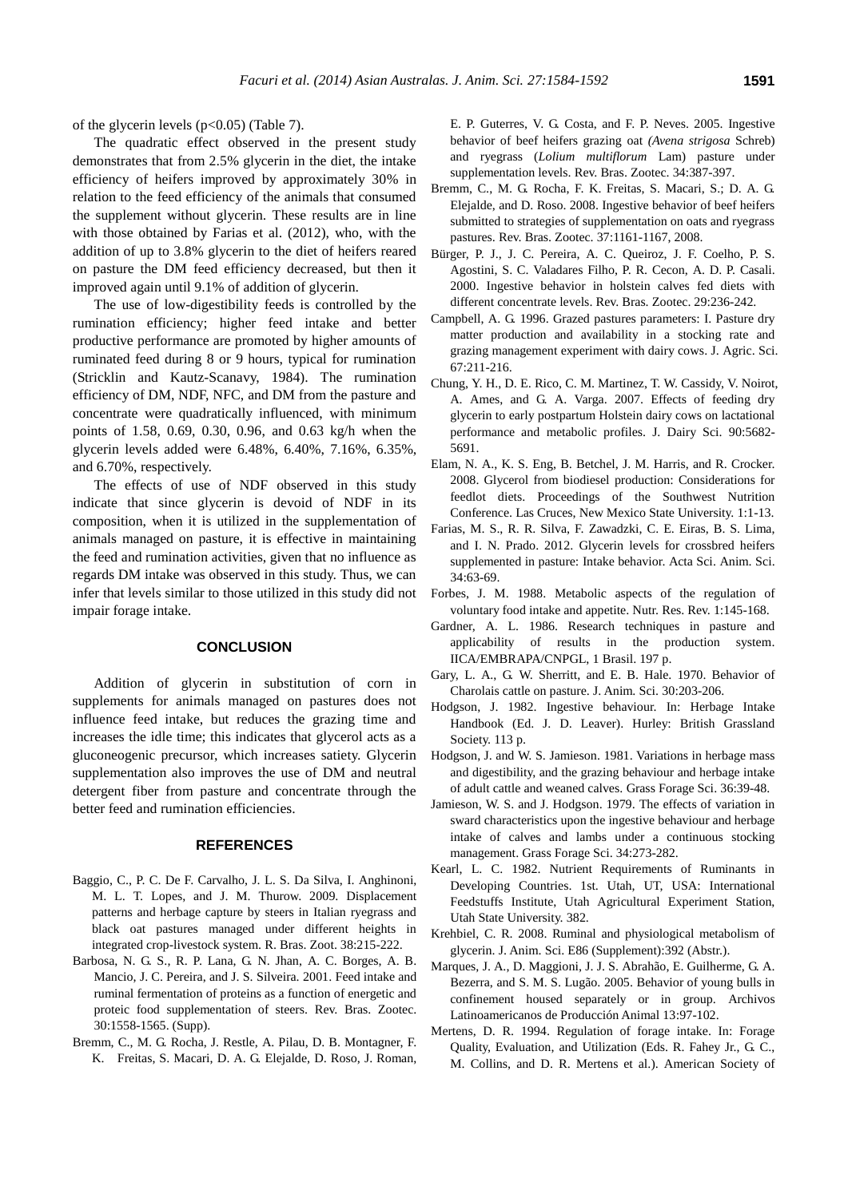of the glycerin levels ($p<0.05$) (Table 7).

The quadratic effect observed in the present study demonstrates that from 2.5% glycerin in the diet, the intake efficiency of heifers improved by approximately 30% in relation to the feed efficiency of the animals that consumed the supplement without glycerin. These results are in line with those obtained by Farias et al. (2012), who, with the addition of up to 3.8% glycerin to the diet of heifers reared on pasture the DM feed efficiency decreased, but then it improved again until 9.1% of addition of glycerin.

The use of low-digestibility feeds is controlled by the rumination efficiency; higher feed intake and better productive performance are promoted by higher amounts of ruminated feed during 8 or 9 hours, typical for rumination (Stricklin and Kautz-Scanavy, 1984). The rumination efficiency of DM, NDF, NFC, and DM from the pasture and concentrate were quadratically influenced, with minimum points of 1.58, 0.69, 0.30, 0.96, and 0.63 kg/h when the glycerin levels added were 6.48%, 6.40%, 7.16%, 6.35%, and 6.70%, respectively.

The effects of use of NDF observed in this study indicate that since glycerin is devoid of NDF in its composition, when it is utilized in the supplementation of animals managed on pasture, it is effective in maintaining the feed and rumination activities, given that no influence as regards DM intake was observed in this study. Thus, we can infer that levels similar to those utilized in this study did not impair forage intake.

## CONCLUSION

Addition of glycerin in substitution of corn in supplements for animals managed on pastures does not influence feed intake, but reduces the grazing time and increases the idle time; this indicates that glycerol acts as a gluconeogenic precursor, which increases satiety. Glycerin supplementation also improves the use of DM and neutral detergent fiber from pasture and concentrate through the better feed and rumination efficiencies.

## REFERENCES

Baggio, C., P. C. De F. Carvalho, J. L. S. Da Silva, I. Anghinoni, M. L. T. Lopes, and J. M. Thurow. 2009. Displacement patterns and herbage capture by steers in Italian ryegrass and black oat pastures managed under different heights in integrated crop-livestock system. R. Bras. Zoot. 38:215-222.

Barbosa, N. G. S., R. P. Lana, G. N. Jhan, A. C. Borges, A. B. Mancio, J. C. Pereira, and J. S. Silveira. 2001. Feed intake and ruminal fermentation of proteins as a function of energetic and proteic food supplementation of steers. Rev. Bras. Zootec. 30:1558-1565. (Supp).

Bremm, C., M. G. Rocha, J. Restle, A. Pilau, D. B. Montagner, F. K. Freitas, S. Macari, D. A. G. Elejalde, D. Roso, J. Roman, E. P. Guterres, V. G. Costa, and F. P. Neves. 2005. Ingestive behavior of beef heifers grazing oat *(Avena strigosa* Schreb) and ryegrass (*Lolium multiflorum* Lam) pasture under supplementation levels. Rev. Bras. Zootec. 34:387-397.

Bremm, C., M. G. Rocha, F. K. Freitas, S. Macari, S.; D. A. G. Elejalde, and D. Roso. 2008. Ingestive behavior of beef heifers submitted to strategies of supplementation on oats and ryegrass pastures. Rev. Bras. Zootec. 37:1161-1167, 2008.

Bürger, P. J., J. C. Pereira, A. C. Queiroz, J. F. Coelho, P. S. Agostini, S. C. Valadares Filho, P. R. Cecon, A. D. P. Casali. 2000. Ingestive behavior in holstein calves fed diets with different concentrate levels. Rev. Bras. Zootec. 29:236-242.

Campbell, A. G. 1996. Grazed pastures parameters: I. Pasture dry matter production and availability in a stocking rate and grazing management experiment with dairy cows. J. Agric. Sci. 67:211-216.

Chung, Y. H., D. E. Rico, C. M. Martinez, T. W. Cassidy, V. Noirot, A. Ames, and G. A. Varga. 2007. Effects of feeding dry glycerin to early postpartum Holstein dairy cows on lactational performance and metabolic profiles. J. Dairy Sci. 90:5682-5691.

Elam, N. A., K. S. Eng, B. Betchel, J. M. Harris, and R. Crocker. 2008. Glycerol from biodiesel production: Considerations for feedlot diets. Proceedings of the Southwest Nutrition Conference. Las Cruces, New Mexico State University. 1:1-13.

Farias, M. S., R. R. Silva, F. Zawadzki, C. E. Eiras, B. S. Lima, and I. N. Prado. 2012. Glycerin levels for crossbred heifers supplemented in pasture: Intake behavior. Acta Sci. Anim. Sci. 34:63-69.

Forbes, J. M. 1988. Metabolic aspects of the regulation of voluntary food intake and appetite. Nutr. Res. Rev. 1:145-168.

Gardner, A. L. 1986. Research techniques in pasture and applicability of results in the production system. IICA/EMBRAPA/CNPGL, 1 Brasil. 197 p.

Gary, L. A., G. W. Sherritt, and E. B. Hale. 1970. Behavior of Charolais cattle on pasture. J. Anim. Sci. 30:203-206.

Hodgson, J. 1982. Ingestive behaviour. In: Herbage Intake Handbook (Ed. J. D. Leaver). Hurley: British Grassland Society. 113 p.

Hodgson, J. and W. S. Jamieson. 1981. Variations in herbage mass and digestibility, and the grazing behaviour and herbage intake of adult cattle and weaned calves. Grass Forage Sci. 36:39-48.

Jamieson, W. S. and J. Hodgson. 1979. The effects of variation in sward characteristics upon the ingestive behaviour and herbage intake of calves and lambs under a continuous stocking management. Grass Forage Sci. 34:273-282.

Kearl, L. C. 1982. Nutrient Requirements of Ruminants in Developing Countries. 1st. Utah, UT, USA: International Feedstuffs Institute, Utah Agricultural Experiment Station, Utah State University. 382.

Krehbiel, C. R. 2008. Ruminal and physiological metabolism of glycerin. J. Anim. Sci. E86 (Supplement):392 (Abstr.).

Marques, J. A., D. Maggioni, J. J. S. Abrahão, E. Guilherme, G. A. Bezerra, and S. M. S. Lugão. 2005. Behavior of young bulls in confinement housed separately or in group. Archivos Latinoamericanos de Producción Animal 13:97-102.

Mertens, D. R. 1994. Regulation of forage intake. In: Forage Quality, Evaluation, and Utilization (Eds. R. Fahey Jr., G. C., M. Collins, and D. R. Mertens et al.). American Society of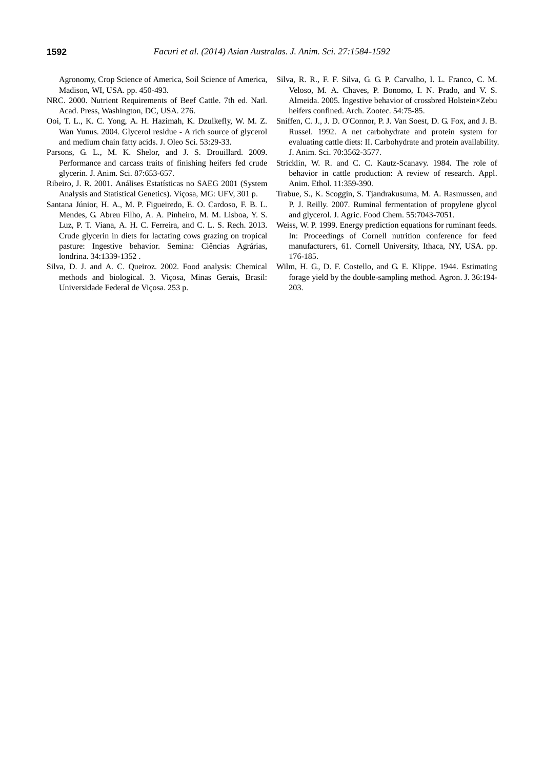Agronomy, Crop Science of America, Soil Science of America, Madison, WI, USA. pp. 450-493.

NRC. 2000. Nutrient Requirements of Beef Cattle. 7th ed. Natl. Acad. Press, Washington, DC, USA. 276.

Ooi, T. L., K. C. Yong, A. H. Hazimah, K. Dzulkefly, W. M. Z. Wan Yunus. 2004. Glycerol residue - A rich source of glycerol and medium chain fatty acids. J. Oleo Sci. 53:29-33.

Parsons, G. L., M. K. Shelor, and J. S. Drouillard. 2009. Performance and carcass traits of finishing heifers fed crude glycerin. J. Anim. Sci. 87:653-657.

Ribeiro, J. R. 2001. Análises Estatísticas no SAEG 2001 (System Analysis and Statistical Genetics). Viçosa, MG: UFV, 301 p.

Santana Júnior, H. A., M. P. Figueiredo, E. O. Cardoso, F. B. L. Mendes, G. Abreu Filho, A. A. Pinheiro, M. M. Lisboa, Y. S. Luz, P. T. Viana, A. H. C. Ferreira, and C. L. S. Rech. 2013. Crude glycerin in diets for lactating cows grazing on tropical pasture: Ingestive behavior. Semina: Ciências Agrárias, londrina. 34:1339-1352 .

Silva, D. J. and A. C. Queiroz. 2002. Food analysis: Chemical methods and biological. 3. Viçosa, Minas Gerais, Brasil: Universidade Federal de Viçosa. 253 p.

Silva, R. R., F. F. Silva, G. G. P. Carvalho, I. L. Franco, C. M. Veloso, M. A. Chaves, P. Bonomo, I. N. Prado, and V. S. Almeida. 2005. Ingestive behavior of crossbred Holstein×Zebu heifers confined. Arch. Zootec. 54:75-85.

Sniffen, C. J., J. D. O'Connor, P. J. Van Soest, D. G. Fox, and J. B. Russel. 1992. A net carbohydrate and protein system for evaluating cattle diets: II. Carbohydrate and protein availability. J. Anim. Sci. 70:3562-3577.

Stricklin, W. R. and C. C. Kautz-Scanavy. 1984. The role of behavior in cattle production: A review of research. Appl. Anim. Ethol. 11:359-390.

Trabue, S., K. Scoggin, S. Tjandrakusuma, M. A. Rasmussen, and P. J. Reilly. 2007. Ruminal fermentation of propylene glycol and glycerol. J. Agric. Food Chem. 55:7043-7051.

Weiss, W. P. 1999. Energy prediction equations for ruminant feeds. In: Proceedings of Cornell nutrition conference for feed manufacturers, 61. Cornell University, Ithaca, NY, USA. pp. 176-185.

Wilm, H. G., D. F. Costello, and G. E. Klippe. 1944. Estimating forage yield by the double-sampling method. Agron. J. 36:194-203.